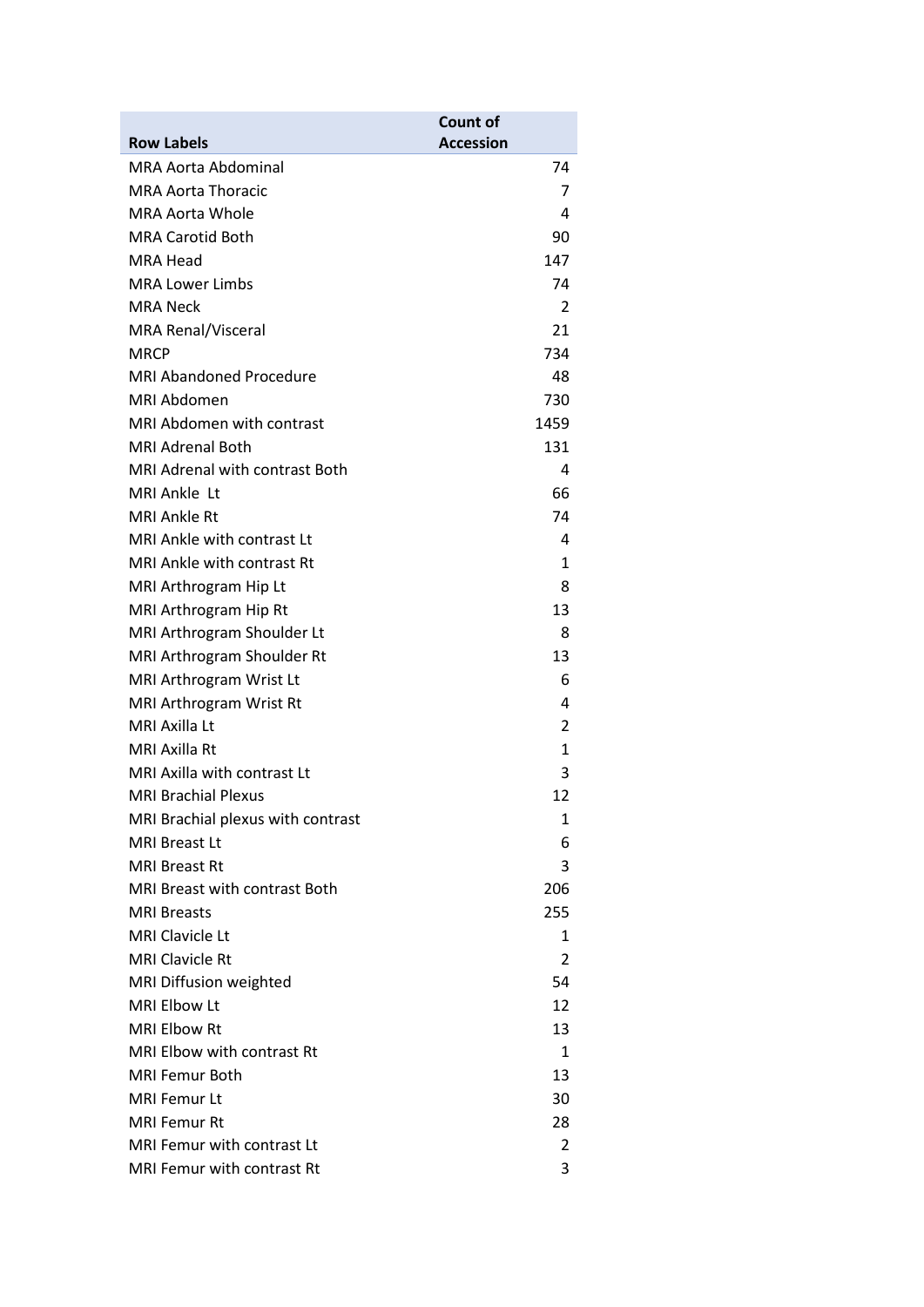| Row Labels | Count of Accession |
|---|---|
| MRA Aorta Abdominal | 74 |
| MRA Aorta Thoracic | 7 |
| MRA Aorta Whole | 4 |
| MRA Carotid Both | 90 |
| MRA Head | 147 |
| MRA Lower Limbs | 74 |
| MRA Neck | 2 |
| MRA Renal/Visceral | 21 |
| MRCP | 734 |
| MRI Abandoned Procedure | 48 |
| MRI Abdomen | 730 |
| MRI Abdomen with contrast | 1459 |
| MRI Adrenal Both | 131 |
| MRI Adrenal with contrast Both | 4 |
| MRI Ankle  Lt | 66 |
| MRI Ankle Rt | 74 |
| MRI Ankle with contrast Lt | 4 |
| MRI Ankle with contrast Rt | 1 |
| MRI Arthrogram Hip Lt | 8 |
| MRI Arthrogram Hip Rt | 13 |
| MRI Arthrogram Shoulder Lt | 8 |
| MRI Arthrogram Shoulder Rt | 13 |
| MRI Arthrogram Wrist Lt | 6 |
| MRI Arthrogram Wrist Rt | 4 |
| MRI Axilla Lt | 2 |
| MRI Axilla Rt | 1 |
| MRI Axilla with contrast Lt | 3 |
| MRI Brachial Plexus | 12 |
| MRI Brachial plexus with contrast | 1 |
| MRI Breast Lt | 6 |
| MRI Breast Rt | 3 |
| MRI Breast with contrast Both | 206 |
| MRI Breasts | 255 |
| MRI Clavicle Lt | 1 |
| MRI Clavicle Rt | 2 |
| MRI Diffusion weighted | 54 |
| MRI Elbow Lt | 12 |
| MRI Elbow Rt | 13 |
| MRI Elbow with contrast Rt | 1 |
| MRI Femur Both | 13 |
| MRI Femur Lt | 30 |
| MRI Femur Rt | 28 |
| MRI Femur with contrast Lt | 2 |
| MRI Femur with contrast Rt | 3 |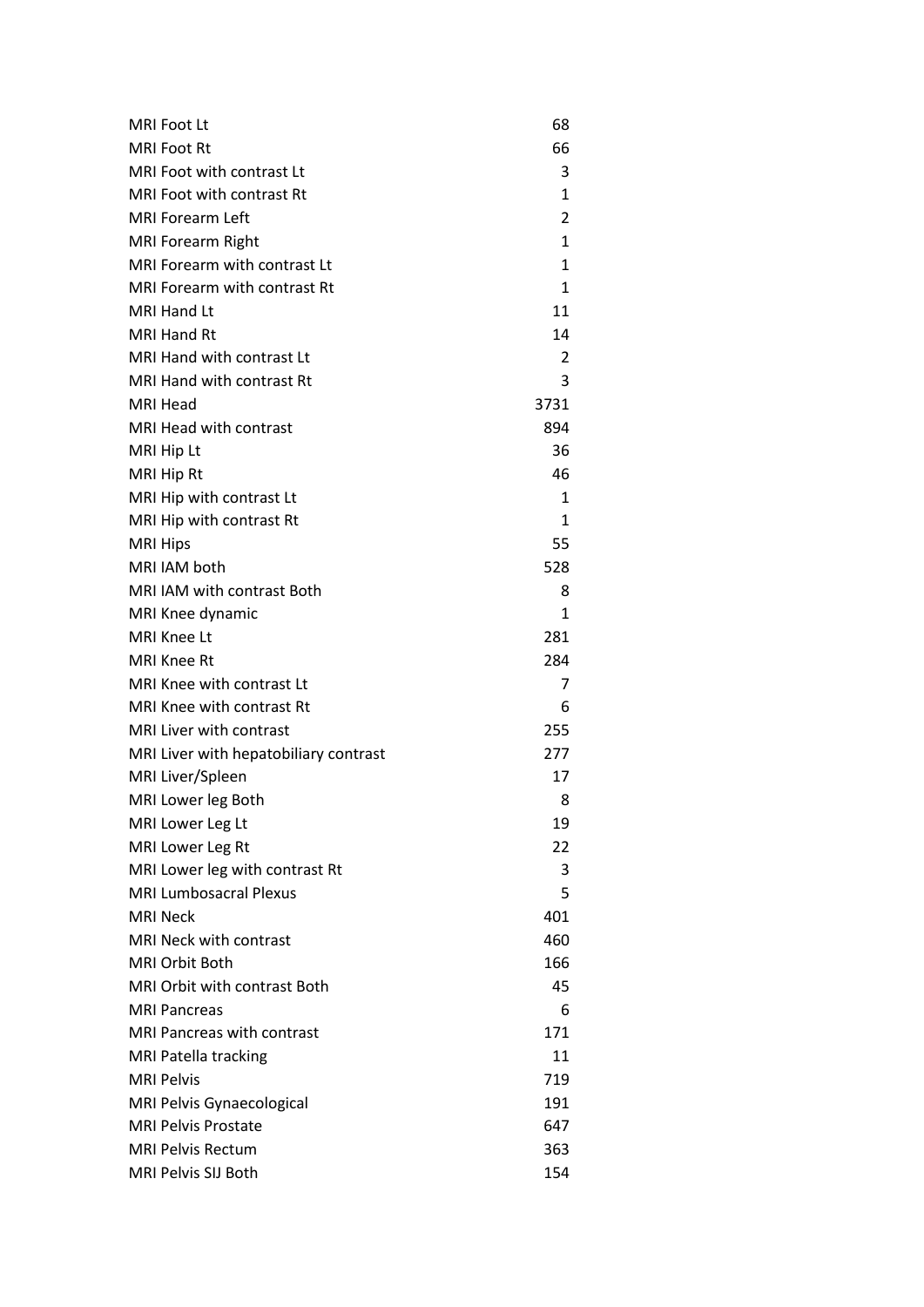| | |
|---|---|
| MRI Foot Lt | 68 |
| MRI Foot Rt | 66 |
| MRI Foot with contrast Lt | 3 |
| MRI Foot with contrast Rt | 1 |
| MRI Forearm Left | 2 |
| MRI Forearm Right | 1 |
| MRI Forearm with contrast Lt | 1 |
| MRI Forearm with contrast Rt | 1 |
| MRI Hand Lt | 11 |
| MRI Hand Rt | 14 |
| MRI Hand with contrast Lt | 2 |
| MRI Hand with contrast Rt | 3 |
| MRI Head | 3731 |
| MRI Head with contrast | 894 |
| MRI Hip Lt | 36 |
| MRI Hip Rt | 46 |
| MRI Hip with contrast Lt | 1 |
| MRI Hip with contrast Rt | 1 |
| MRI Hips | 55 |
| MRI IAM both | 528 |
| MRI IAM with contrast Both | 8 |
| MRI Knee dynamic | 1 |
| MRI Knee Lt | 281 |
| MRI Knee Rt | 284 |
| MRI Knee with contrast Lt | 7 |
| MRI Knee with contrast Rt | 6 |
| MRI Liver with contrast | 255 |
| MRI Liver with hepatobiliary contrast | 277 |
| MRI Liver/Spleen | 17 |
| MRI Lower leg Both | 8 |
| MRI Lower Leg Lt | 19 |
| MRI Lower Leg Rt | 22 |
| MRI Lower leg with contrast Rt | 3 |
| MRI Lumbosacral Plexus | 5 |
| MRI Neck | 401 |
| MRI Neck with contrast | 460 |
| MRI Orbit Both | 166 |
| MRI Orbit with contrast Both | 45 |
| MRI Pancreas | 6 |
| MRI Pancreas with contrast | 171 |
| MRI Patella tracking | 11 |
| MRI Pelvis | 719 |
| MRI Pelvis Gynaecological | 191 |
| MRI Pelvis Prostate | 647 |
| MRI Pelvis Rectum | 363 |
| MRI Pelvis SIJ Both | 154 |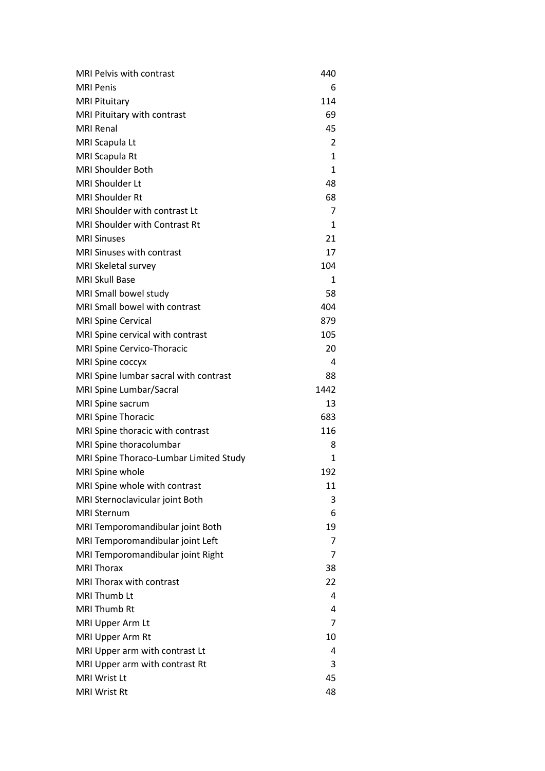| | |
|---|---|
| MRI Pelvis with contrast | 440 |
| MRI Penis | 6 |
| MRI Pituitary | 114 |
| MRI Pituitary with contrast | 69 |
| MRI Renal | 45 |
| MRI Scapula Lt | 2 |
| MRI Scapula Rt | 1 |
| MRI Shoulder Both | 1 |
| MRI Shoulder Lt | 48 |
| MRI Shoulder Rt | 68 |
| MRI Shoulder with contrast Lt | 7 |
| MRI Shoulder with Contrast Rt | 1 |
| MRI Sinuses | 21 |
| MRI Sinuses with contrast | 17 |
| MRI Skeletal survey | 104 |
| MRI Skull Base | 1 |
| MRI Small bowel study | 58 |
| MRI Small bowel with contrast | 404 |
| MRI Spine Cervical | 879 |
| MRI Spine cervical with contrast | 105 |
| MRI Spine Cervico-Thoracic | 20 |
| MRI Spine coccyx | 4 |
| MRI Spine lumbar sacral with contrast | 88 |
| MRI Spine Lumbar/Sacral | 1442 |
| MRI Spine sacrum | 13 |
| MRI Spine Thoracic | 683 |
| MRI Spine thoracic with contrast | 116 |
| MRI Spine thoracolumbar | 8 |
| MRI Spine Thoraco-Lumbar Limited Study | 1 |
| MRI Spine whole | 192 |
| MRI Spine whole with contrast | 11 |
| MRI Sternoclavicular joint Both | 3 |
| MRI Sternum | 6 |
| MRI Temporomandibular joint Both | 19 |
| MRI Temporomandibular joint Left | 7 |
| MRI Temporomandibular joint Right | 7 |
| MRI Thorax | 38 |
| MRI Thorax with contrast | 22 |
| MRI Thumb Lt | 4 |
| MRI Thumb Rt | 4 |
| MRI Upper Arm Lt | 7 |
| MRI Upper Arm Rt | 10 |
| MRI Upper arm with contrast Lt | 4 |
| MRI Upper arm with contrast Rt | 3 |
| MRI Wrist Lt | 45 |
| MRI Wrist Rt | 48 |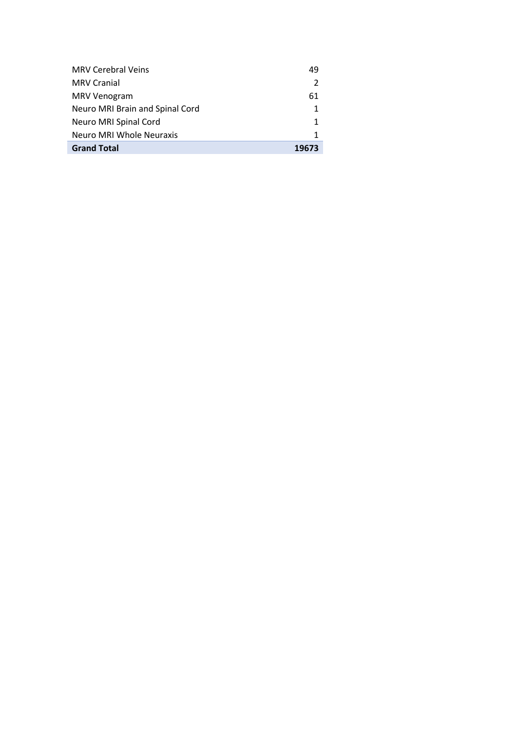| | |
|---|---|
| MRV Cerebral Veins | 49 |
| MRV Cranial | 2 |
| MRV Venogram | 61 |
| Neuro MRI Brain and Spinal Cord | 1 |
| Neuro MRI Spinal Cord | 1 |
| Neuro MRI Whole Neuraxis | 1 |
| **Grand Total** | **19673** |